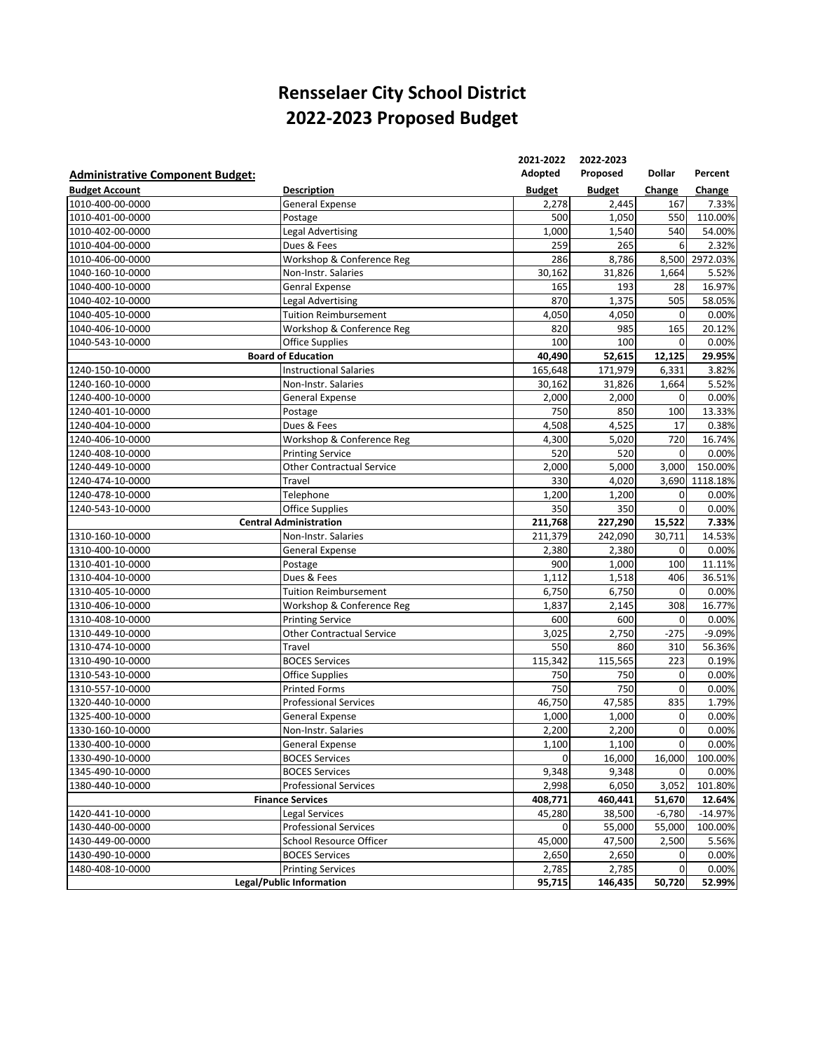# Rensselaer City School District
# 2022-2023 Proposed Budget

**Administrative Component Budget:**

| Budget Account | Description | 2021-2022 Adopted Budget | 2022-2023 Proposed Budget | Dollar Change | Percent Change |
|---|---|---|---|---|---|
| 1010-400-00-0000 | General Expense | 2,278 | 2,445 | 167 | 7.33% |
| 1010-401-00-0000 | Postage | 500 | 1,050 | 550 | 110.00% |
| 1010-402-00-0000 | Legal Advertising | 1,000 | 1,540 | 540 | 54.00% |
| 1010-404-00-0000 | Dues & Fees | 259 | 265 | 6 | 2.32% |
| 1010-406-00-0000 | Workshop & Conference Reg | 286 | 8,786 | 8,500 | 2972.03% |
| 1040-160-10-0000 | Non-Instr. Salaries | 30,162 | 31,826 | 1,664 | 5.52% |
| 1040-400-10-0000 | Genral Expense | 165 | 193 | 28 | 16.97% |
| 1040-402-10-0000 | Legal Advertising | 870 | 1,375 | 505 | 58.05% |
| 1040-405-10-0000 | Tuition Reimbursement | 4,050 | 4,050 | 0 | 0.00% |
| 1040-406-10-0000 | Workshop & Conference Reg | 820 | 985 | 165 | 20.12% |
| 1040-543-10-0000 | Office Supplies | 100 | 100 | 0 | 0.00% |
| | **Board of Education** | **40,490** | **52,615** | **12,125** | **29.95%** |
| 1240-150-10-0000 | Instructional Salaries | 165,648 | 171,979 | 6,331 | 3.82% |
| 1240-160-10-0000 | Non-Instr. Salaries | 30,162 | 31,826 | 1,664 | 5.52% |
| 1240-400-10-0000 | General Expense | 2,000 | 2,000 | 0 | 0.00% |
| 1240-401-10-0000 | Postage | 750 | 850 | 100 | 13.33% |
| 1240-404-10-0000 | Dues & Fees | 4,508 | 4,525 | 17 | 0.38% |
| 1240-406-10-0000 | Workshop & Conference Reg | 4,300 | 5,020 | 720 | 16.74% |
| 1240-408-10-0000 | Printing Service | 520 | 520 | 0 | 0.00% |
| 1240-449-10-0000 | Other Contractual Service | 2,000 | 5,000 | 3,000 | 150.00% |
| 1240-474-10-0000 | Travel | 330 | 4,020 | 3,690 | 1118.18% |
| 1240-478-10-0000 | Telephone | 1,200 | 1,200 | 0 | 0.00% |
| 1240-543-10-0000 | Office Supplies | 350 | 350 | 0 | 0.00% |
| | **Central Administration** | **211,768** | **227,290** | **15,522** | **7.33%** |
| 1310-160-10-0000 | Non-Instr. Salaries | 211,379 | 242,090 | 30,711 | 14.53% |
| 1310-400-10-0000 | General Expense | 2,380 | 2,380 | 0 | 0.00% |
| 1310-401-10-0000 | Postage | 900 | 1,000 | 100 | 11.11% |
| 1310-404-10-0000 | Dues & Fees | 1,112 | 1,518 | 406 | 36.51% |
| 1310-405-10-0000 | Tuition Reimbursement | 6,750 | 6,750 | 0 | 0.00% |
| 1310-406-10-0000 | Workshop & Conference Reg | 1,837 | 2,145 | 308 | 16.77% |
| 1310-408-10-0000 | Printing Service | 600 | 600 | 0 | 0.00% |
| 1310-449-10-0000 | Other Contractual Service | 3,025 | 2,750 | -275 | -9.09% |
| 1310-474-10-0000 | Travel | 550 | 860 | 310 | 56.36% |
| 1310-490-10-0000 | BOCES Services | 115,342 | 115,565 | 223 | 0.19% |
| 1310-543-10-0000 | Office Supplies | 750 | 750 | 0 | 0.00% |
| 1310-557-10-0000 | Printed Forms | 750 | 750 | 0 | 0.00% |
| 1320-440-10-0000 | Professional Services | 46,750 | 47,585 | 835 | 1.79% |
| 1325-400-10-0000 | General Expense | 1,000 | 1,000 | 0 | 0.00% |
| 1330-160-10-0000 | Non-Instr. Salaries | 2,200 | 2,200 | 0 | 0.00% |
| 1330-400-10-0000 | General Expense | 1,100 | 1,100 | 0 | 0.00% |
| 1330-490-10-0000 | BOCES Services | 0 | 16,000 | 16,000 | 100.00% |
| 1345-490-10-0000 | BOCES Services | 9,348 | 9,348 | 0 | 0.00% |
| 1380-440-10-0000 | Professional Services | 2,998 | 6,050 | 3,052 | 101.80% |
| | **Finance Services** | **408,771** | **460,441** | **51,670** | **12.64%** |
| 1420-441-10-0000 | Legal Services | 45,280 | 38,500 | -6,780 | -14.97% |
| 1430-440-00-0000 | Professional Services | 0 | 55,000 | 55,000 | 100.00% |
| 1430-449-00-0000 | School Resource Officer | 45,000 | 47,500 | 2,500 | 5.56% |
| 1430-490-10-0000 | BOCES Services | 2,650 | 2,650 | 0 | 0.00% |
| 1480-408-10-0000 | Printing Services | 2,785 | 2,785 | 0 | 0.00% |
| | **Legal/Public Information** | **95,715** | **146,435** | **50,720** | **52.99%** |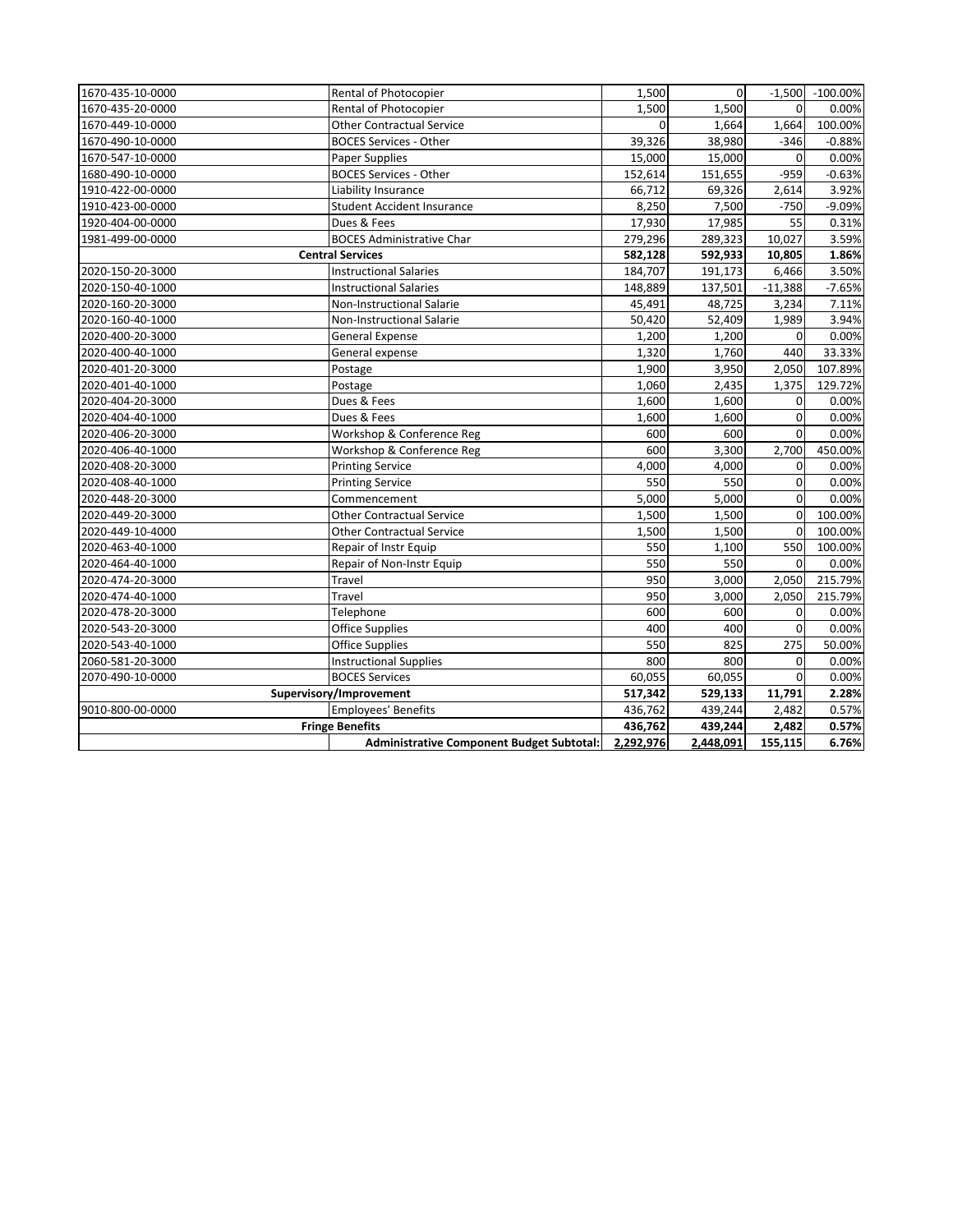| | | | | | |
|---|---|---|---|---|---|
| 1670-435-10-0000 | Rental of Photocopier | 1,500 | 0 | -1,500 | -100.00% |
| 1670-435-20-0000 | Rental of Photocopier | 1,500 | 1,500 | 0 | 0.00% |
| 1670-449-10-0000 | Other Contractual Service | 0 | 1,664 | 1,664 | 100.00% |
| 1670-490-10-0000 | BOCES Services - Other | 39,326 | 38,980 | -346 | -0.88% |
| 1670-547-10-0000 | Paper Supplies | 15,000 | 15,000 | 0 | 0.00% |
| 1680-490-10-0000 | BOCES Services - Other | 152,614 | 151,655 | -959 | -0.63% |
| 1910-422-00-0000 | Liability Insurance | 66,712 | 69,326 | 2,614 | 3.92% |
| 1910-423-00-0000 | Student Accident Insurance | 8,250 | 7,500 | -750 | -9.09% |
| 1920-404-00-0000 | Dues & Fees | 17,930 | 17,985 | 55 | 0.31% |
| 1981-499-00-0000 | BOCES Administrative Char | 279,296 | 289,323 | 10,027 | 3.59% |
| **Central Services** | | **582,128** | **592,933** | **10,805** | **1.86%** |
| 2020-150-20-3000 | Instructional Salaries | 184,707 | 191,173 | 6,466 | 3.50% |
| 2020-150-40-1000 | Instructional Salaries | 148,889 | 137,501 | -11,388 | -7.65% |
| 2020-160-20-3000 | Non-Instructional Salarie | 45,491 | 48,725 | 3,234 | 7.11% |
| 2020-160-40-1000 | Non-Instructional Salarie | 50,420 | 52,409 | 1,989 | 3.94% |
| 2020-400-20-3000 | General Expense | 1,200 | 1,200 | 0 | 0.00% |
| 2020-400-40-1000 | General expense | 1,320 | 1,760 | 440 | 33.33% |
| 2020-401-20-3000 | Postage | 1,900 | 3,950 | 2,050 | 107.89% |
| 2020-401-40-1000 | Postage | 1,060 | 2,435 | 1,375 | 129.72% |
| 2020-404-20-3000 | Dues & Fees | 1,600 | 1,600 | 0 | 0.00% |
| 2020-404-40-1000 | Dues & Fees | 1,600 | 1,600 | 0 | 0.00% |
| 2020-406-20-3000 | Workshop & Conference Reg | 600 | 600 | 0 | 0.00% |
| 2020-406-40-1000 | Workshop & Conference Reg | 600 | 3,300 | 2,700 | 450.00% |
| 2020-408-20-3000 | Printing Service | 4,000 | 4,000 | 0 | 0.00% |
| 2020-408-40-1000 | Printing Service | 550 | 550 | 0 | 0.00% |
| 2020-448-20-3000 | Commencement | 5,000 | 5,000 | 0 | 0.00% |
| 2020-449-20-3000 | Other Contractual Service | 1,500 | 1,500 | 0 | 100.00% |
| 2020-449-10-4000 | Other Contractual Service | 1,500 | 1,500 | 0 | 100.00% |
| 2020-463-40-1000 | Repair of Instr Equip | 550 | 1,100 | 550 | 100.00% |
| 2020-464-40-1000 | Repair of Non-Instr Equip | 550 | 550 | 0 | 0.00% |
| 2020-474-20-3000 | Travel | 950 | 3,000 | 2,050 | 215.79% |
| 2020-474-40-1000 | Travel | 950 | 3,000 | 2,050 | 215.79% |
| 2020-478-20-3000 | Telephone | 600 | 600 | 0 | 0.00% |
| 2020-543-20-3000 | Office Supplies | 400 | 400 | 0 | 0.00% |
| 2020-543-40-1000 | Office Supplies | 550 | 825 | 275 | 50.00% |
| 2060-581-20-3000 | Instructional Supplies | 800 | 800 | 0 | 0.00% |
| 2070-490-10-0000 | BOCES Services | 60,055 | 60,055 | 0 | 0.00% |
| **Supervisory/Improvement** | | **517,342** | **529,133** | **11,791** | **2.28%** |
| 9010-800-00-0000 | Employees' Benefits | 436,762 | 439,244 | 2,482 | 0.57% |
| **Fringe Benefits** | | **436,762** | **439,244** | **2,482** | **0.57%** |
| | **Administrative Component Budget Subtotal:** | **2,292,976** | **2,448,091** | **155,115** | **6.76%** |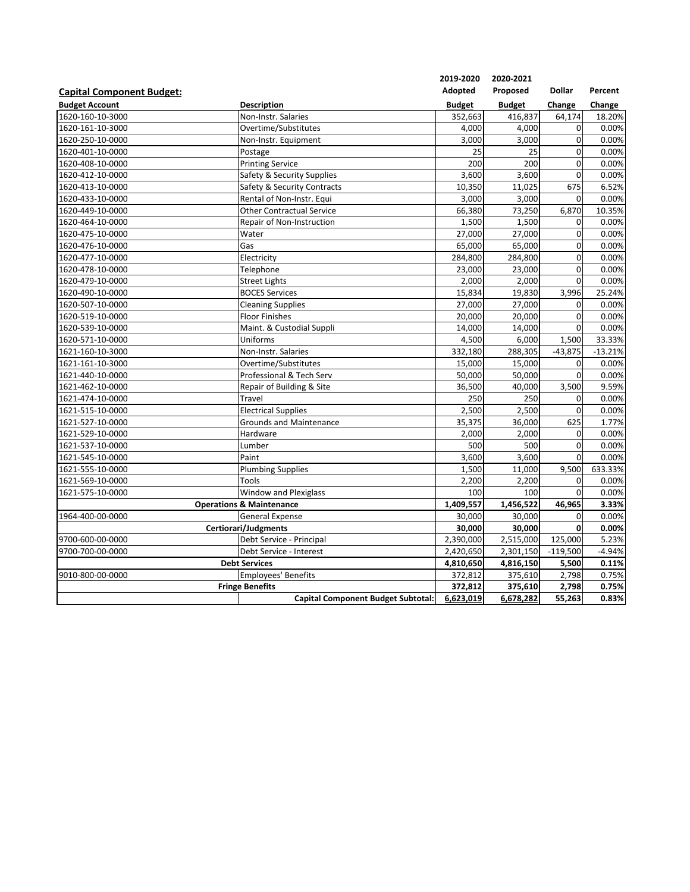## Capital Component Budget:

| Budget Account | Description | 2019-2020 Adopted Budget | 2020-2021 Proposed Budget | Dollar Change | Percent Change |
|---|---|---|---|---|---|
| 1620-160-10-3000 | Non-Instr. Salaries | 352,663 | 416,837 | 64,174 | 18.20% |
| 1620-161-10-3000 | Overtime/Substitutes | 4,000 | 4,000 | 0 | 0.00% |
| 1620-250-10-0000 | Non-Instr. Equipment | 3,000 | 3,000 | 0 | 0.00% |
| 1620-401-10-0000 | Postage | 25 | 25 | 0 | 0.00% |
| 1620-408-10-0000 | Printing Service | 200 | 200 | 0 | 0.00% |
| 1620-412-10-0000 | Safety & Security Supplies | 3,600 | 3,600 | 0 | 0.00% |
| 1620-413-10-0000 | Safety & Security Contracts | 10,350 | 11,025 | 675 | 6.52% |
| 1620-433-10-0000 | Rental of Non-Instr. Equi | 3,000 | 3,000 | 0 | 0.00% |
| 1620-449-10-0000 | Other Contractual Service | 66,380 | 73,250 | 6,870 | 10.35% |
| 1620-464-10-0000 | Repair of Non-Instruction | 1,500 | 1,500 | 0 | 0.00% |
| 1620-475-10-0000 | Water | 27,000 | 27,000 | 0 | 0.00% |
| 1620-476-10-0000 | Gas | 65,000 | 65,000 | 0 | 0.00% |
| 1620-477-10-0000 | Electricity | 284,800 | 284,800 | 0 | 0.00% |
| 1620-478-10-0000 | Telephone | 23,000 | 23,000 | 0 | 0.00% |
| 1620-479-10-0000 | Street Lights | 2,000 | 2,000 | 0 | 0.00% |
| 1620-490-10-0000 | BOCES Services | 15,834 | 19,830 | 3,996 | 25.24% |
| 1620-507-10-0000 | Cleaning Supplies | 27,000 | 27,000 | 0 | 0.00% |
| 1620-519-10-0000 | Floor Finishes | 20,000 | 20,000 | 0 | 0.00% |
| 1620-539-10-0000 | Maint. & Custodial Suppli | 14,000 | 14,000 | 0 | 0.00% |
| 1620-571-10-0000 | Uniforms | 4,500 | 6,000 | 1,500 | 33.33% |
| 1621-160-10-3000 | Non-Instr. Salaries | 332,180 | 288,305 | -43,875 | -13.21% |
| 1621-161-10-3000 | Overtime/Substitutes | 15,000 | 15,000 | 0 | 0.00% |
| 1621-440-10-0000 | Professional & Tech Serv | 50,000 | 50,000 | 0 | 0.00% |
| 1621-462-10-0000 | Repair of Building & Site | 36,500 | 40,000 | 3,500 | 9.59% |
| 1621-474-10-0000 | Travel | 250 | 250 | 0 | 0.00% |
| 1621-515-10-0000 | Electrical Supplies | 2,500 | 2,500 | 0 | 0.00% |
| 1621-527-10-0000 | Grounds and Maintenance | 35,375 | 36,000 | 625 | 1.77% |
| 1621-529-10-0000 | Hardware | 2,000 | 2,000 | 0 | 0.00% |
| 1621-537-10-0000 | Lumber | 500 | 500 | 0 | 0.00% |
| 1621-545-10-0000 | Paint | 3,600 | 3,600 | 0 | 0.00% |
| 1621-555-10-0000 | Plumbing Supplies | 1,500 | 11,000 | 9,500 | 633.33% |
| 1621-569-10-0000 | Tools | 2,200 | 2,200 | 0 | 0.00% |
| 1621-575-10-0000 | Window and Plexiglass | 100 | 100 | 0 | 0.00% |
| | **Operations & Maintenance** | **1,409,557** | **1,456,522** | **46,965** | **3.33%** |
| 1964-400-00-0000 | General Expense | 30,000 | 30,000 | 0 | 0.00% |
| | **Certiorari/Judgments** | **30,000** | **30,000** | **0** | **0.00%** |
| 9700-600-00-0000 | Debt Service - Principal | 2,390,000 | 2,515,000 | 125,000 | 5.23% |
| 9700-700-00-0000 | Debt Service - Interest | 2,420,650 | 2,301,150 | -119,500 | -4.94% |
| | **Debt Services** | **4,810,650** | **4,816,150** | **5,500** | **0.11%** |
| 9010-800-00-0000 | Employees' Benefits | 372,812 | 375,610 | 2,798 | 0.75% |
| | **Fringe Benefits** | **372,812** | **375,610** | **2,798** | **0.75%** |
| | **Capital Component Budget Subtotal:** | **6,623,019** | **6,678,282** | **55,263** | **0.83%** |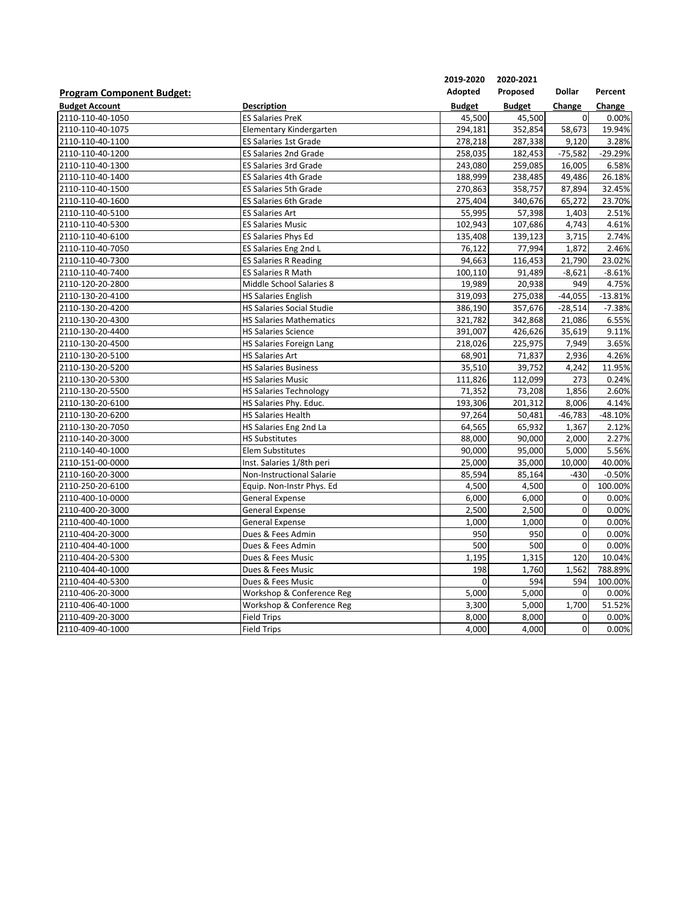## Program Component Budget:

| Budget Account | Description | 2019-2020 Adopted Budget | 2020-2021 Proposed Budget | Dollar Change | Percent Change |
|---|---|---|---|---|---|
| 2110-110-40-1050 | ES Salaries PreK | 45,500 | 45,500 | 0 | 0.00% |
| 2110-110-40-1075 | Elementary Kindergarten | 294,181 | 352,854 | 58,673 | 19.94% |
| 2110-110-40-1100 | ES Salaries 1st Grade | 278,218 | 287,338 | 9,120 | 3.28% |
| 2110-110-40-1200 | ES Salaries 2nd Grade | 258,035 | 182,453 | -75,582 | -29.29% |
| 2110-110-40-1300 | ES Salaries 3rd Grade | 243,080 | 259,085 | 16,005 | 6.58% |
| 2110-110-40-1400 | ES Salaries 4th Grade | 188,999 | 238,485 | 49,486 | 26.18% |
| 2110-110-40-1500 | ES Salaries 5th Grade | 270,863 | 358,757 | 87,894 | 32.45% |
| 2110-110-40-1600 | ES Salaries 6th Grade | 275,404 | 340,676 | 65,272 | 23.70% |
| 2110-110-40-5100 | ES Salaries Art | 55,995 | 57,398 | 1,403 | 2.51% |
| 2110-110-40-5300 | ES Salaries Music | 102,943 | 107,686 | 4,743 | 4.61% |
| 2110-110-40-6100 | ES Salaries Phys Ed | 135,408 | 139,123 | 3,715 | 2.74% |
| 2110-110-40-7050 | ES Salaries Eng 2nd L | 76,122 | 77,994 | 1,872 | 2.46% |
| 2110-110-40-7300 | ES Salaries R Reading | 94,663 | 116,453 | 21,790 | 23.02% |
| 2110-110-40-7400 | ES Salaries R Math | 100,110 | 91,489 | -8,621 | -8.61% |
| 2110-120-20-2800 | Middle School Salaries 8 | 19,989 | 20,938 | 949 | 4.75% |
| 2110-130-20-4100 | HS Salaries English | 319,093 | 275,038 | -44,055 | -13.81% |
| 2110-130-20-4200 | HS Salaries Social Studie | 386,190 | 357,676 | -28,514 | -7.38% |
| 2110-130-20-4300 | HS Salaries Mathematics | 321,782 | 342,868 | 21,086 | 6.55% |
| 2110-130-20-4400 | HS Salaries Science | 391,007 | 426,626 | 35,619 | 9.11% |
| 2110-130-20-4500 | HS Salaries Foreign Lang | 218,026 | 225,975 | 7,949 | 3.65% |
| 2110-130-20-5100 | HS Salaries Art | 68,901 | 71,837 | 2,936 | 4.26% |
| 2110-130-20-5200 | HS Salaries Business | 35,510 | 39,752 | 4,242 | 11.95% |
| 2110-130-20-5300 | HS Salaries Music | 111,826 | 112,099 | 273 | 0.24% |
| 2110-130-20-5500 | HS Salaries Technology | 71,352 | 73,208 | 1,856 | 2.60% |
| 2110-130-20-6100 | HS Salaries Phy. Educ. | 193,306 | 201,312 | 8,006 | 4.14% |
| 2110-130-20-6200 | HS Salaries Health | 97,264 | 50,481 | -46,783 | -48.10% |
| 2110-130-20-7050 | HS Salaries Eng 2nd La | 64,565 | 65,932 | 1,367 | 2.12% |
| 2110-140-20-3000 | HS Substitutes | 88,000 | 90,000 | 2,000 | 2.27% |
| 2110-140-40-1000 | Elem Substitutes | 90,000 | 95,000 | 5,000 | 5.56% |
| 2110-151-00-0000 | Inst. Salaries 1/8th peri | 25,000 | 35,000 | 10,000 | 40.00% |
| 2110-160-20-3000 | Non-Instructional Salarie | 85,594 | 85,164 | -430 | -0.50% |
| 2110-250-20-6100 | Equip. Non-Instr Phys. Ed | 4,500 | 4,500 | 0 | 100.00% |
| 2110-400-10-0000 | General Expense | 6,000 | 6,000 | 0 | 0.00% |
| 2110-400-20-3000 | General Expense | 2,500 | 2,500 | 0 | 0.00% |
| 2110-400-40-1000 | General Expense | 1,000 | 1,000 | 0 | 0.00% |
| 2110-404-20-3000 | Dues & Fees Admin | 950 | 950 | 0 | 0.00% |
| 2110-404-40-1000 | Dues & Fees Admin | 500 | 500 | 0 | 0.00% |
| 2110-404-20-5300 | Dues & Fees Music | 1,195 | 1,315 | 120 | 10.04% |
| 2110-404-40-1000 | Dues & Fees Music | 198 | 1,760 | 1,562 | 788.89% |
| 2110-404-40-5300 | Dues & Fees Music | 0 | 594 | 594 | 100.00% |
| 2110-406-20-3000 | Workshop & Conference Reg | 5,000 | 5,000 | 0 | 0.00% |
| 2110-406-40-1000 | Workshop & Conference Reg | 3,300 | 5,000 | 1,700 | 51.52% |
| 2110-409-20-3000 | Field Trips | 8,000 | 8,000 | 0 | 0.00% |
| 2110-409-40-1000 | Field Trips | 4,000 | 4,000 | 0 | 0.00% |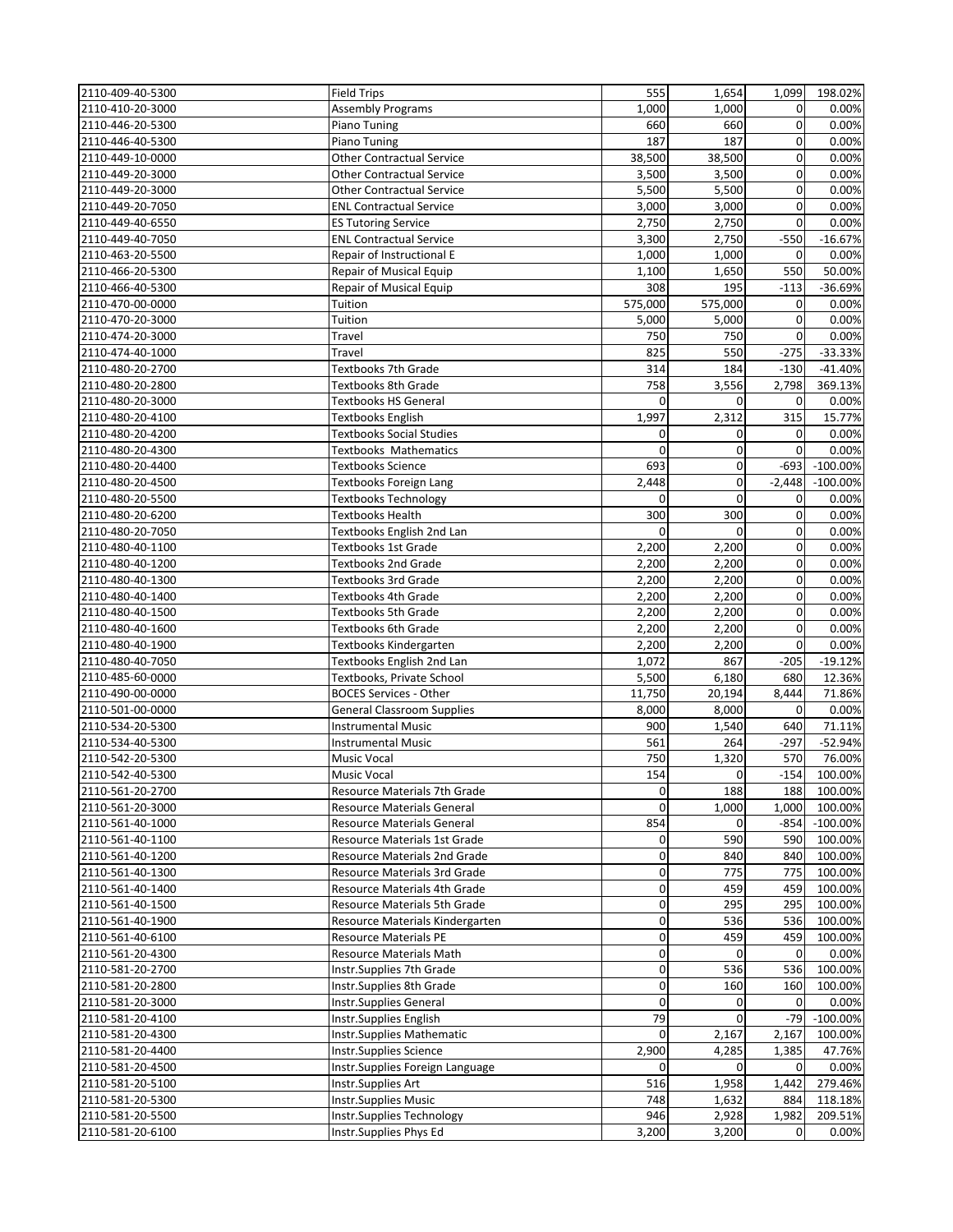| | | | | | |
|---|---|---|---|---|---|
| 2110-409-40-5300 | Field Trips | 555 | 1,654 | 1,099 | 198.02% |
| 2110-410-20-3000 | Assembly Programs | 1,000 | 1,000 | 0 | 0.00% |
| 2110-446-20-5300 | Piano Tuning | 660 | 660 | 0 | 0.00% |
| 2110-446-40-5300 | Piano Tuning | 187 | 187 | 0 | 0.00% |
| 2110-449-10-0000 | Other Contractual Service | 38,500 | 38,500 | 0 | 0.00% |
| 2110-449-20-3000 | Other Contractual Service | 3,500 | 3,500 | 0 | 0.00% |
| 2110-449-20-3000 | Other Contractual Service | 5,500 | 5,500 | 0 | 0.00% |
| 2110-449-20-7050 | ENL Contractual Service | 3,000 | 3,000 | 0 | 0.00% |
| 2110-449-40-6550 | ES Tutoring Service | 2,750 | 2,750 | 0 | 0.00% |
| 2110-449-40-7050 | ENL Contractual Service | 3,300 | 2,750 | -550 | -16.67% |
| 2110-463-20-5500 | Repair of Instructional E | 1,000 | 1,000 | 0 | 0.00% |
| 2110-466-20-5300 | Repair of Musical Equip | 1,100 | 1,650 | 550 | 50.00% |
| 2110-466-40-5300 | Repair of Musical Equip | 308 | 195 | -113 | -36.69% |
| 2110-470-00-0000 | Tuition | 575,000 | 575,000 | 0 | 0.00% |
| 2110-470-20-3000 | Tuition | 5,000 | 5,000 | 0 | 0.00% |
| 2110-474-20-3000 | Travel | 750 | 750 | 0 | 0.00% |
| 2110-474-40-1000 | Travel | 825 | 550 | -275 | -33.33% |
| 2110-480-20-2700 | Textbooks 7th Grade | 314 | 184 | -130 | -41.40% |
| 2110-480-20-2800 | Textbooks 8th Grade | 758 | 3,556 | 2,798 | 369.13% |
| 2110-480-20-3000 | Textbooks HS General | 0 | 0 | 0 | 0.00% |
| 2110-480-20-4100 | Textbooks English | 1,997 | 2,312 | 315 | 15.77% |
| 2110-480-20-4200 | Textbooks Social Studies | 0 | 0 | 0 | 0.00% |
| 2110-480-20-4300 | Textbooks Mathematics | 0 | 0 | 0 | 0.00% |
| 2110-480-20-4400 | Textbooks Science | 693 | 0 | -693 | -100.00% |
| 2110-480-20-4500 | Textbooks Foreign Lang | 2,448 | 0 | -2,448 | -100.00% |
| 2110-480-20-5500 | Textbooks Technology | 0 | 0 | 0 | 0.00% |
| 2110-480-20-6200 | Textbooks Health | 300 | 300 | 0 | 0.00% |
| 2110-480-20-7050 | Textbooks English 2nd Lan | 0 | 0 | 0 | 0.00% |
| 2110-480-40-1100 | Textbooks 1st Grade | 2,200 | 2,200 | 0 | 0.00% |
| 2110-480-40-1200 | Textbooks 2nd Grade | 2,200 | 2,200 | 0 | 0.00% |
| 2110-480-40-1300 | Textbooks 3rd Grade | 2,200 | 2,200 | 0 | 0.00% |
| 2110-480-40-1400 | Textbooks 4th Grade | 2,200 | 2,200 | 0 | 0.00% |
| 2110-480-40-1500 | Textbooks 5th Grade | 2,200 | 2,200 | 0 | 0.00% |
| 2110-480-40-1600 | Textbooks 6th Grade | 2,200 | 2,200 | 0 | 0.00% |
| 2110-480-40-1900 | Textbooks Kindergarten | 2,200 | 2,200 | 0 | 0.00% |
| 2110-480-40-7050 | Textbooks English 2nd Lan | 1,072 | 867 | -205 | -19.12% |
| 2110-485-60-0000 | Textbooks, Private School | 5,500 | 6,180 | 680 | 12.36% |
| 2110-490-00-0000 | BOCES Services - Other | 11,750 | 20,194 | 8,444 | 71.86% |
| 2110-501-00-0000 | General Classroom Supplies | 8,000 | 8,000 | 0 | 0.00% |
| 2110-534-20-5300 | Instrumental Music | 900 | 1,540 | 640 | 71.11% |
| 2110-534-40-5300 | Instrumental Music | 561 | 264 | -297 | -52.94% |
| 2110-542-20-5300 | Music Vocal | 750 | 1,320 | 570 | 76.00% |
| 2110-542-40-5300 | Music Vocal | 154 | 0 | -154 | 100.00% |
| 2110-561-20-2700 | Resource Materials 7th Grade | 0 | 188 | 188 | 100.00% |
| 2110-561-20-3000 | Resource Materials General | 0 | 1,000 | 1,000 | 100.00% |
| 2110-561-40-1000 | Resource Materials General | 854 | 0 | -854 | -100.00% |
| 2110-561-40-1100 | Resource Materials 1st Grade | 0 | 590 | 590 | 100.00% |
| 2110-561-40-1200 | Resource Materials 2nd Grade | 0 | 840 | 840 | 100.00% |
| 2110-561-40-1300 | Resource Materials 3rd Grade | 0 | 775 | 775 | 100.00% |
| 2110-561-40-1400 | Resource Materials 4th Grade | 0 | 459 | 459 | 100.00% |
| 2110-561-40-1500 | Resource Materials 5th Grade | 0 | 295 | 295 | 100.00% |
| 2110-561-40-1900 | Resource Materials Kindergarten | 0 | 536 | 536 | 100.00% |
| 2110-561-40-6100 | Resource Materials PE | 0 | 459 | 459 | 100.00% |
| 2110-561-20-4300 | Resource Materials Math | 0 | 0 | 0 | 0.00% |
| 2110-581-20-2700 | Instr.Supplies 7th Grade | 0 | 536 | 536 | 100.00% |
| 2110-581-20-2800 | Instr.Supplies 8th Grade | 0 | 160 | 160 | 100.00% |
| 2110-581-20-3000 | Instr.Supplies General | 0 | 0 | 0 | 0.00% |
| 2110-581-20-4100 | Instr.Supplies English | 79 | 0 | -79 | -100.00% |
| 2110-581-20-4300 | Instr.Supplies Mathematic | 0 | 2,167 | 2,167 | 100.00% |
| 2110-581-20-4400 | Instr.Supplies Science | 2,900 | 4,285 | 1,385 | 47.76% |
| 2110-581-20-4500 | Instr.Supplies Foreign Language | 0 | 0 | 0 | 0.00% |
| 2110-581-20-5100 | Instr.Supplies Art | 516 | 1,958 | 1,442 | 279.46% |
| 2110-581-20-5300 | Instr.Supplies Music | 748 | 1,632 | 884 | 118.18% |
| 2110-581-20-5500 | Instr.Supplies Technology | 946 | 2,928 | 1,982 | 209.51% |
| 2110-581-20-6100 | Instr.Supplies Phys Ed | 3,200 | 3,200 | 0 | 0.00% |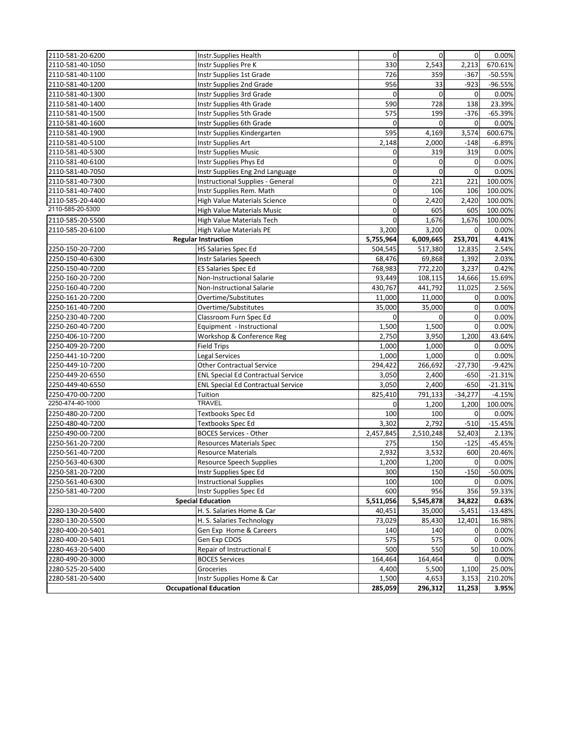| | | | | | |
|---|---|---|---|---|---|
| 2110-581-20-6200 | Instr.Supplies Health | 0 | 0 | 0 | 0.00% |
| 2110-581-40-1050 | Instr Supplies Pre K | 330 | 2,543 | 2,213 | 670.61% |
| 2110-581-40-1100 | Instr Supplies 1st Grade | 726 | 359 | -367 | -50.55% |
| 2110-581-40-1200 | Instr Supplies 2nd Grade | 956 | 33 | -923 | -96.55% |
| 2110-581-40-1300 | Instr Supplies 3rd Grade | 0 | 0 | 0 | 0.00% |
| 2110-581-40-1400 | Instr Supplies 4th Grade | 590 | 728 | 138 | 23.39% |
| 2110-581-40-1500 | Instr Supplies 5th Grade | 575 | 199 | -376 | -65.39% |
| 2110-581-40-1600 | Instr Supplies 6th Grade | 0 | 0 | 0 | 0.00% |
| 2110-581-40-1900 | Instr Supplies Kindergarten | 595 | 4,169 | 3,574 | 600.67% |
| 2110-581-40-5100 | Instr Supplies Art | 2,148 | 2,000 | -148 | -6.89% |
| 2110-581-40-5300 | Instr Supplies Music | 0 | 319 | 319 | 0.00% |
| 2110-581-40-6100 | Instr Supplies Phys Ed | 0 | 0 | 0 | 0.00% |
| 2110-581-40-7050 | Instr Supplies Eng 2nd Language | 0 | 0 | 0 | 0.00% |
| 2110-581-40-7300 | Instructional Supplies - General | 0 | 221 | 221 | 100.00% |
| 2110-581-40-7400 | Instr Supplies Rem. Math | 0 | 106 | 106 | 100.00% |
| 2110-585-20-4400 | High Value Materials Science | 0 | 2,420 | 2,420 | 100.00% |
| 2110-585-20-5300 | High Value Materials Music | 0 | 605 | 605 | 100.00% |
| 2110-585-20-5500 | High Value Materials Tech | 0 | 1,676 | 1,676 | 100.00% |
| 2110-585-20-6100 | High Value Materials PE | 3,200 | 3,200 | 0 | 0.00% |
| **Regular Instruction** | | **5,755,964** | **6,009,665** | **253,701** | **4.41%** |
| 2250-150-20-7200 | HS Salaries Spec Ed | 504,545 | 517,380 | 12,835 | 2.54% |
| 2250-150-40-6300 | Instr Salaries Speech | 68,476 | 69,868 | 1,392 | 2.03% |
| 2250-150-40-7200 | ES Salaries Spec Ed | 768,983 | 772,220 | 3,237 | 0.42% |
| 2250-160-20-7200 | Non-Instructional Salarie | 93,449 | 108,115 | 14,666 | 15.69% |
| 2250-160-40-7200 | Non-Instructional Salarie | 430,767 | 441,792 | 11,025 | 2.56% |
| 2250-161-20-7200 | Overtime/Substitutes | 11,000 | 11,000 | 0 | 0.00% |
| 2250-161-40-7200 | Overtime/Substitutes | 35,000 | 35,000 | 0 | 0.00% |
| 2250-230-40-7200 | Classroom Furn Spec Ed | 0 | 0 | 0 | 0.00% |
| 2250-260-40-7200 | Equipment - Instructional | 1,500 | 1,500 | 0 | 0.00% |
| 2250-406-10-7200 | Workshop & Conference Reg | 2,750 | 3,950 | 1,200 | 43.64% |
| 2250-409-20-7200 | Field Trips | 1,000 | 1,000 | 0 | 0.00% |
| 2250-441-10-7200 | Legal Services | 1,000 | 1,000 | 0 | 0.00% |
| 2250-449-10-7200 | Other Contractual Service | 294,422 | 266,692 | -27,730 | -9.42% |
| 2250-449-20-6550 | ENL Special Ed Contractual Service | 3,050 | 2,400 | -650 | -21.31% |
| 2250-449-40-6550 | ENL Special Ed Contractual Service | 3,050 | 2,400 | -650 | -21.31% |
| 2250-470-00-7200 | Tuition | 825,410 | 791,133 | -34,277 | -4.15% |
| 2250-474-40-1000 | TRAVEL | 0 | 1,200 | 1,200 | 100.00% |
| 2250-480-20-7200 | Textbooks Spec Ed | 100 | 100 | 0 | 0.00% |
| 2250-480-40-7200 | Textbooks Spec Ed | 3,302 | 2,792 | -510 | -15.45% |
| 2250-490-00-7200 | BOCES Services - Other | 2,457,845 | 2,510,248 | 52,403 | 2.13% |
| 2250-561-20-7200 | Resources Materials Spec | 275 | 150 | -125 | -45.45% |
| 2250-561-40-7200 | Resource Materials | 2,932 | 3,532 | 600 | 20.46% |
| 2250-563-40-6300 | Resource Speech Supplies | 1,200 | 1,200 | 0 | 0.00% |
| 2250-581-20-7200 | Instr Supplies Spec Ed | 300 | 150 | -150 | -50.00% |
| 2250-561-40-6300 | Instructional Supplies | 100 | 100 | 0 | 0.00% |
| 2250-581-40-7200 | Instr Supplies Spec Ed | 600 | 956 | 356 | 59.33% |
| **Special Education** | | **5,511,056** | **5,545,878** | **34,822** | **0.63%** |
| 2280-130-20-5400 | H. S. Salaries Home & Car | 40,451 | 35,000 | -5,451 | -13.48% |
| 2280-130-20-5500 | H. S. Salaries Technology | 73,029 | 85,430 | 12,401 | 16.98% |
| 2280-400-20-5401 | Gen Exp Home & Careers | 140 | 140 | 0 | 0.00% |
| 2280-400-20-5401 | Gen Exp CDOS | 575 | 575 | 0 | 0.00% |
| 2280-463-20-5400 | Repair of Instructional E | 500 | 550 | 50 | 10.00% |
| 2280-490-20-3000 | BOCES Services | 164,464 | 164,464 | 0 | 0.00% |
| 2280-525-20-5400 | Groceries | 4,400 | 5,500 | 1,100 | 25.00% |
| 2280-581-20-5400 | Instr Supplies Home & Car | 1,500 | 4,653 | 3,153 | 210.20% |
| **Occupational Education** | | **285,059** | **296,312** | **11,253** | **3.95%** |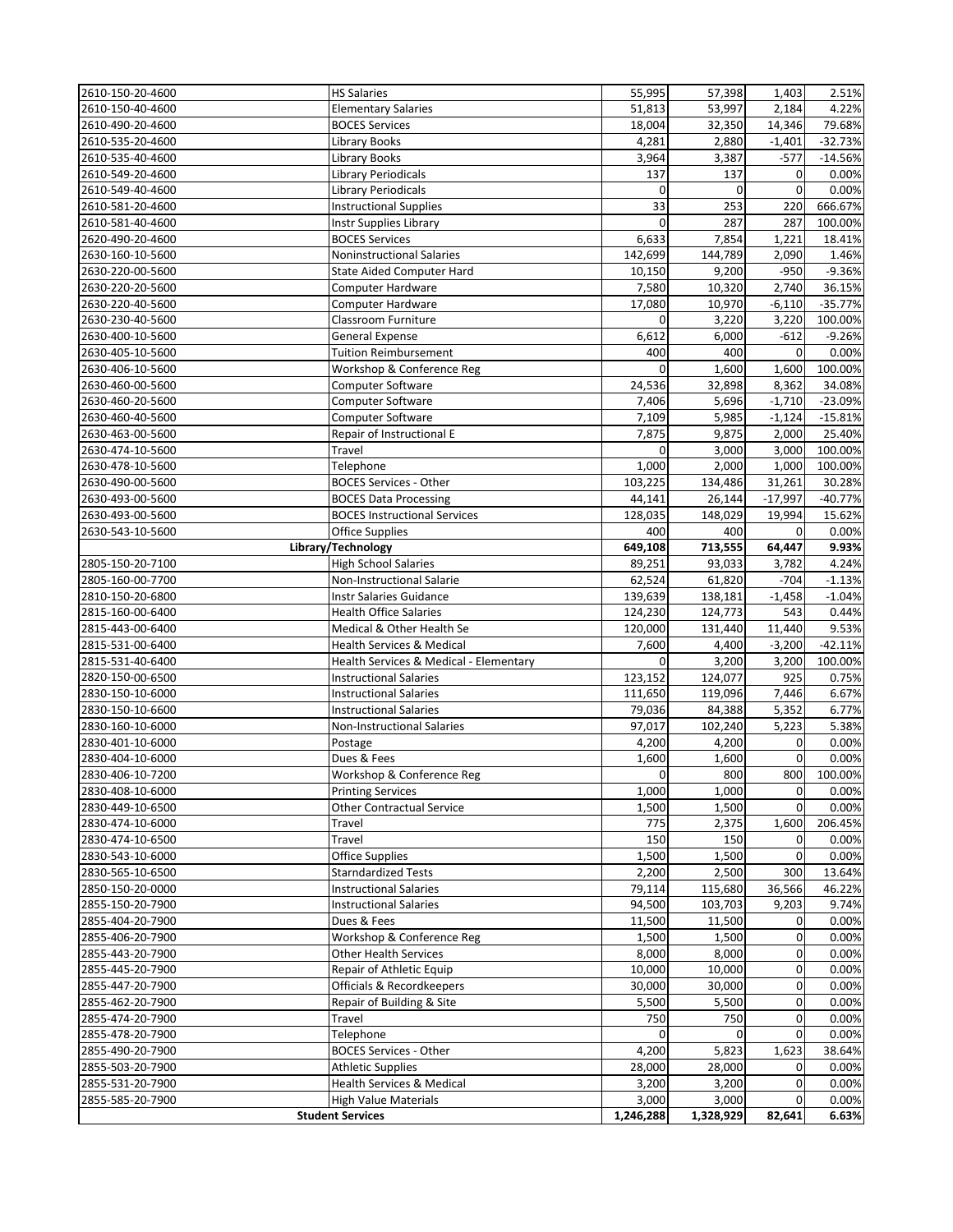| | | | | | |
|---|---|---|---|---|---|
| 2610-150-20-4600 | HS Salaries | 55,995 | 57,398 | 1,403 | 2.51% |
| 2610-150-40-4600 | Elementary Salaries | 51,813 | 53,997 | 2,184 | 4.22% |
| 2610-490-20-4600 | BOCES Services | 18,004 | 32,350 | 14,346 | 79.68% |
| 2610-535-20-4600 | Library Books | 4,281 | 2,880 | -1,401 | -32.73% |
| 2610-535-40-4600 | Library Books | 3,964 | 3,387 | -577 | -14.56% |
| 2610-549-20-4600 | Library Periodicals | 137 | 137 | 0 | 0.00% |
| 2610-549-40-4600 | Library Periodicals | 0 | 0 | 0 | 0.00% |
| 2610-581-20-4600 | Instructional Supplies | 33 | 253 | 220 | 666.67% |
| 2610-581-40-4600 | Instr Supplies Library | 0 | 287 | 287 | 100.00% |
| 2620-490-20-4600 | BOCES Services | 6,633 | 7,854 | 1,221 | 18.41% |
| 2630-160-10-5600 | Noninstructional Salaries | 142,699 | 144,789 | 2,090 | 1.46% |
| 2630-220-00-5600 | State Aided Computer Hard | 10,150 | 9,200 | -950 | -9.36% |
| 2630-220-20-5600 | Computer Hardware | 7,580 | 10,320 | 2,740 | 36.15% |
| 2630-220-40-5600 | Computer Hardware | 17,080 | 10,970 | -6,110 | -35.77% |
| 2630-230-40-5600 | Classroom Furniture | 0 | 3,220 | 3,220 | 100.00% |
| 2630-400-10-5600 | General Expense | 6,612 | 6,000 | -612 | -9.26% |
| 2630-405-10-5600 | Tuition Reimbursement | 400 | 400 | 0 | 0.00% |
| 2630-406-10-5600 | Workshop & Conference Reg | 0 | 1,600 | 1,600 | 100.00% |
| 2630-460-00-5600 | Computer Software | 24,536 | 32,898 | 8,362 | 34.08% |
| 2630-460-20-5600 | Computer Software | 7,406 | 5,696 | -1,710 | -23.09% |
| 2630-460-40-5600 | Computer Software | 7,109 | 5,985 | -1,124 | -15.81% |
| 2630-463-00-5600 | Repair of Instructional E | 7,875 | 9,875 | 2,000 | 25.40% |
| 2630-474-10-5600 | Travel | 0 | 3,000 | 3,000 | 100.00% |
| 2630-478-10-5600 | Telephone | 1,000 | 2,000 | 1,000 | 100.00% |
| 2630-490-00-5600 | BOCES Services - Other | 103,225 | 134,486 | 31,261 | 30.28% |
| 2630-493-00-5600 | BOCES Data Processing | 44,141 | 26,144 | -17,997 | -40.77% |
| 2630-493-00-5600 | BOCES Instructional Services | 128,035 | 148,029 | 19,994 | 15.62% |
| 2630-543-10-5600 | Office Supplies | 400 | 400 | 0 | 0.00% |
| **Library/Technology** | | **649,108** | **713,555** | **64,447** | **9.93%** |
| 2805-150-20-7100 | High School Salaries | 89,251 | 93,033 | 3,782 | 4.24% |
| 2805-160-00-7700 | Non-Instructional Salarie | 62,524 | 61,820 | -704 | -1.13% |
| 2810-150-20-6800 | Instr Salaries Guidance | 139,639 | 138,181 | -1,458 | -1.04% |
| 2815-160-00-6400 | Health Office Salaries | 124,230 | 124,773 | 543 | 0.44% |
| 2815-443-00-6400 | Medical & Other Health Se | 120,000 | 131,440 | 11,440 | 9.53% |
| 2815-531-00-6400 | Health Services & Medical | 7,600 | 4,400 | -3,200 | -42.11% |
| 2815-531-40-6400 | Health Services & Medical - Elementary | 0 | 3,200 | 3,200 | 100.00% |
| 2820-150-00-6500 | Instructional Salaries | 123,152 | 124,077 | 925 | 0.75% |
| 2830-150-10-6000 | Instructional Salaries | 111,650 | 119,096 | 7,446 | 6.67% |
| 2830-150-10-6600 | Instructional Salaries | 79,036 | 84,388 | 5,352 | 6.77% |
| 2830-160-10-6000 | Non-Instructional Salaries | 97,017 | 102,240 | 5,223 | 5.38% |
| 2830-401-10-6000 | Postage | 4,200 | 4,200 | 0 | 0.00% |
| 2830-404-10-6000 | Dues & Fees | 1,600 | 1,600 | 0 | 0.00% |
| 2830-406-10-7200 | Workshop & Conference Reg | 0 | 800 | 800 | 100.00% |
| 2830-408-10-6000 | Printing Services | 1,000 | 1,000 | 0 | 0.00% |
| 2830-449-10-6500 | Other Contractual Service | 1,500 | 1,500 | 0 | 0.00% |
| 2830-474-10-6000 | Travel | 775 | 2,375 | 1,600 | 206.45% |
| 2830-474-10-6500 | Travel | 150 | 150 | 0 | 0.00% |
| 2830-543-10-6000 | Office Supplies | 1,500 | 1,500 | 0 | 0.00% |
| 2830-565-10-6500 | Starndardized Tests | 2,200 | 2,500 | 300 | 13.64% |
| 2850-150-20-0000 | Instructional Salaries | 79,114 | 115,680 | 36,566 | 46.22% |
| 2855-150-20-7900 | Instructional Salaries | 94,500 | 103,703 | 9,203 | 9.74% |
| 2855-404-20-7900 | Dues & Fees | 11,500 | 11,500 | 0 | 0.00% |
| 2855-406-20-7900 | Workshop & Conference Reg | 1,500 | 1,500 | 0 | 0.00% |
| 2855-443-20-7900 | Other Health Services | 8,000 | 8,000 | 0 | 0.00% |
| 2855-445-20-7900 | Repair of Athletic Equip | 10,000 | 10,000 | 0 | 0.00% |
| 2855-447-20-7900 | Officials & Recordkeepers | 30,000 | 30,000 | 0 | 0.00% |
| 2855-462-20-7900 | Repair of Building & Site | 5,500 | 5,500 | 0 | 0.00% |
| 2855-474-20-7900 | Travel | 750 | 750 | 0 | 0.00% |
| 2855-478-20-7900 | Telephone | 0 | 0 | 0 | 0.00% |
| 2855-490-20-7900 | BOCES Services - Other | 4,200 | 5,823 | 1,623 | 38.64% |
| 2855-503-20-7900 | Athletic Supplies | 28,000 | 28,000 | 0 | 0.00% |
| 2855-531-20-7900 | Health Services & Medical | 3,200 | 3,200 | 0 | 0.00% |
| 2855-585-20-7900 | High Value Materials | 3,000 | 3,000 | 0 | 0.00% |
| **Student Services** | | **1,246,288** | **1,328,929** | **82,641** | **6.63%** |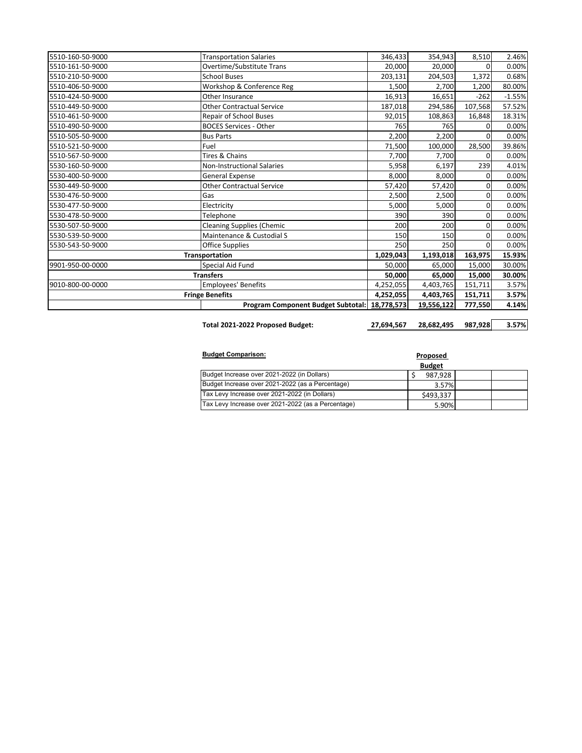| | | | | | |
|---|---|---|---|---|---|
| 5510-160-50-9000 | Transportation Salaries | 346,433 | 354,943 | 8,510 | 2.46% |
| 5510-161-50-9000 | Overtime/Substitute Trans | 20,000 | 20,000 | 0 | 0.00% |
| 5510-210-50-9000 | School Buses | 203,131 | 204,503 | 1,372 | 0.68% |
| 5510-406-50-9000 | Workshop & Conference Reg | 1,500 | 2,700 | 1,200 | 80.00% |
| 5510-424-50-9000 | Other Insurance | 16,913 | 16,651 | -262 | -1.55% |
| 5510-449-50-9000 | Other Contractual Service | 187,018 | 294,586 | 107,568 | 57.52% |
| 5510-461-50-9000 | Repair of School Buses | 92,015 | 108,863 | 16,848 | 18.31% |
| 5510-490-50-9000 | BOCES Services - Other | 765 | 765 | 0 | 0.00% |
| 5510-505-50-9000 | Bus Parts | 2,200 | 2,200 | 0 | 0.00% |
| 5510-521-50-9000 | Fuel | 71,500 | 100,000 | 28,500 | 39.86% |
| 5510-567-50-9000 | Tires & Chains | 7,700 | 7,700 | 0 | 0.00% |
| 5530-160-50-9000 | Non-Instructional Salaries | 5,958 | 6,197 | 239 | 4.01% |
| 5530-400-50-9000 | General Expense | 8,000 | 8,000 | 0 | 0.00% |
| 5530-449-50-9000 | Other Contractual Service | 57,420 | 57,420 | 0 | 0.00% |
| 5530-476-50-9000 | Gas | 2,500 | 2,500 | 0 | 0.00% |
| 5530-477-50-9000 | Electricity | 5,000 | 5,000 | 0 | 0.00% |
| 5530-478-50-9000 | Telephone | 390 | 390 | 0 | 0.00% |
| 5530-507-50-9000 | Cleaning Supplies (Chemic | 200 | 200 | 0 | 0.00% |
| 5530-539-50-9000 | Maintenance & Custodial S | 150 | 150 | 0 | 0.00% |
| 5530-543-50-9000 | Office Supplies | 250 | 250 | 0 | 0.00% |
| | **Transportation** | **1,029,043** | **1,193,018** | **163,975** | **15.93%** |
| 9901-950-00-0000 | Special Aid Fund | 50,000 | 65,000 | 15,000 | 30.00% |
| | **Transfers** | **50,000** | **65,000** | **15,000** | **30.00%** |
| 9010-800-00-0000 | Employees' Benefits | 4,252,055 | 4,403,765 | 151,711 | 3.57% |
| | **Fringe Benefits** | **4,252,055** | **4,403,765** | **151,711** | **3.57%** |
| | **Program Component Budget Subtotal:** | **18,778,573** | **19,556,122** | **777,550** | **4.14%** |
| | **Total 2021-2022 Proposed Budget:** | **27,694,567** | **28,682,495** | **987,928** | **3.57%** |

**Budget Comparison:**

| | Proposed Budget |
|---|---|
| Budget Increase over 2021-2022 (in Dollars) | $ 987,928 |
| Budget Increase over 2021-2022 (as a Percentage) | 3.57% |
| Tax Levy Increase over 2021-2022 (in Dollars) | $493,337 |
| Tax Levy Increase over 2021-2022 (as a Percentage) | 5.90% |